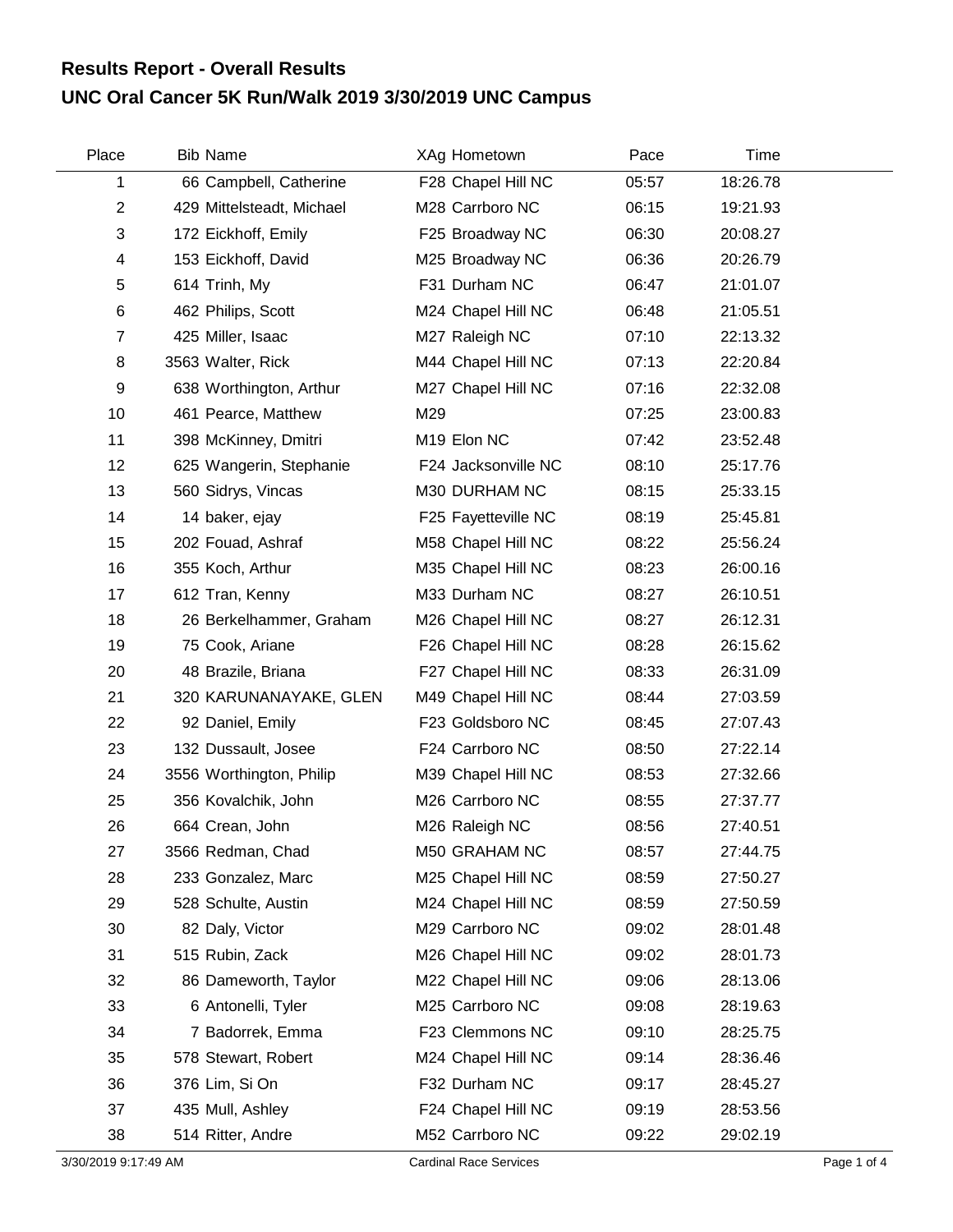# Results Report - Overall Results
## UNC Oral Cancer 5K Run/Walk 2019 3/30/2019 UNC Campus

| Place | Bib | Name | XAg | Hometown | Pace | Time |
|---|---|---|---|---|---|---|
| 1 | 66 | Campbell, Catherine | F28 | Chapel Hill NC | 05:57 | 18:26.78 |
| 2 | 429 | Mittelsteadt, Michael | M28 | Carrboro NC | 06:15 | 19:21.93 |
| 3 | 172 | Eickhoff, Emily | F25 | Broadway NC | 06:30 | 20:08.27 |
| 4 | 153 | Eickhoff, David | M25 | Broadway NC | 06:36 | 20:26.79 |
| 5 | 614 | Trinh, My | F31 | Durham NC | 06:47 | 21:01.07 |
| 6 | 462 | Philips, Scott | M24 | Chapel Hill NC | 06:48 | 21:05.51 |
| 7 | 425 | Miller, Isaac | M27 | Raleigh NC | 07:10 | 22:13.32 |
| 8 | 3563 | Walter, Rick | M44 | Chapel Hill NC | 07:13 | 22:20.84 |
| 9 | 638 | Worthington, Arthur | M27 | Chapel Hill NC | 07:16 | 22:32.08 |
| 10 | 461 | Pearce, Matthew | M29 | | 07:25 | 23:00.83 |
| 11 | 398 | McKinney, Dmitri | M19 | Elon NC | 07:42 | 23:52.48 |
| 12 | 625 | Wangerin, Stephanie | F24 | Jacksonville NC | 08:10 | 25:17.76 |
| 13 | 560 | Sidrys, Vincas | M30 | DURHAM NC | 08:15 | 25:33.15 |
| 14 | 14 | baker, ejay | F25 | Fayetteville NC | 08:19 | 25:45.81 |
| 15 | 202 | Fouad, Ashraf | M58 | Chapel Hill NC | 08:22 | 25:56.24 |
| 16 | 355 | Koch, Arthur | M35 | Chapel Hill NC | 08:23 | 26:00.16 |
| 17 | 612 | Tran, Kenny | M33 | Durham NC | 08:27 | 26:10.51 |
| 18 | 26 | Berkelhammer, Graham | M26 | Chapel Hill NC | 08:27 | 26:12.31 |
| 19 | 75 | Cook, Ariane | F26 | Chapel Hill NC | 08:28 | 26:15.62 |
| 20 | 48 | Brazile, Briana | F27 | Chapel Hill NC | 08:33 | 26:31.09 |
| 21 | 320 | KARUNANAYAKE, GLEN | M49 | Chapel Hill NC | 08:44 | 27:03.59 |
| 22 | 92 | Daniel, Emily | F23 | Goldsboro NC | 08:45 | 27:07.43 |
| 23 | 132 | Dussault, Josee | F24 | Carrboro NC | 08:50 | 27:22.14 |
| 24 | 3556 | Worthington, Philip | M39 | Chapel Hill NC | 08:53 | 27:32.66 |
| 25 | 356 | Kovalchik, John | M26 | Carrboro NC | 08:55 | 27:37.77 |
| 26 | 664 | Crean, John | M26 | Raleigh NC | 08:56 | 27:40.51 |
| 27 | 3566 | Redman, Chad | M50 | GRAHAM NC | 08:57 | 27:44.75 |
| 28 | 233 | Gonzalez, Marc | M25 | Chapel Hill NC | 08:59 | 27:50.27 |
| 29 | 528 | Schulte, Austin | M24 | Chapel Hill NC | 08:59 | 27:50.59 |
| 30 | 82 | Daly, Victor | M29 | Carrboro NC | 09:02 | 28:01.48 |
| 31 | 515 | Rubin, Zack | M26 | Chapel Hill NC | 09:02 | 28:01.73 |
| 32 | 86 | Dameworth, Taylor | M22 | Chapel Hill NC | 09:06 | 28:13.06 |
| 33 | 6 | Antonelli, Tyler | M25 | Carrboro NC | 09:08 | 28:19.63 |
| 34 | 7 | Badorrek, Emma | F23 | Clemmons NC | 09:10 | 28:25.75 |
| 35 | 578 | Stewart, Robert | M24 | Chapel Hill NC | 09:14 | 28:36.46 |
| 36 | 376 | Lim, Si On | F32 | Durham NC | 09:17 | 28:45.27 |
| 37 | 435 | Mull, Ashley | F24 | Chapel Hill NC | 09:19 | 28:53.56 |
| 38 | 514 | Ritter, Andre | M52 | Carrboro NC | 09:22 | 29:02.19 |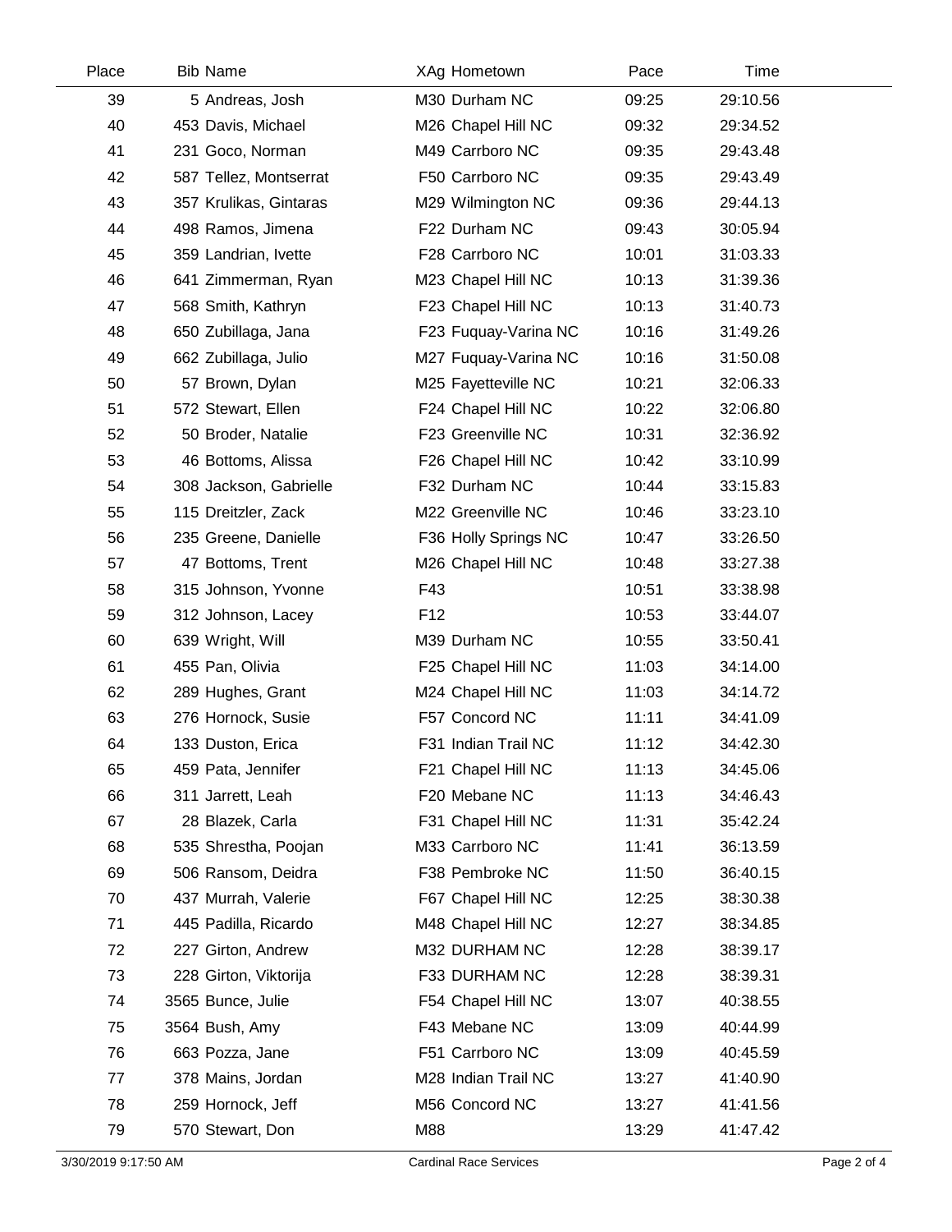| Place | Bib | Name | XAg | Hometown | Pace | Time |
|---|---|---|---|---|---|---|
| 39 | 5 | Andreas, Josh | M30 | Durham NC | 09:25 | 29:10.56 |
| 40 | 453 | Davis, Michael | M26 | Chapel Hill NC | 09:32 | 29:34.52 |
| 41 | 231 | Goco, Norman | M49 | Carrboro NC | 09:35 | 29:43.48 |
| 42 | 587 | Tellez, Montserrat | F50 | Carrboro NC | 09:35 | 29:43.49 |
| 43 | 357 | Krulikas, Gintaras | M29 | Wilmington NC | 09:36 | 29:44.13 |
| 44 | 498 | Ramos, Jimena | F22 | Durham NC | 09:43 | 30:05.94 |
| 45 | 359 | Landrian, Ivette | F28 | Carrboro NC | 10:01 | 31:03.33 |
| 46 | 641 | Zimmerman, Ryan | M23 | Chapel Hill NC | 10:13 | 31:39.36 |
| 47 | 568 | Smith, Kathryn | F23 | Chapel Hill NC | 10:13 | 31:40.73 |
| 48 | 650 | Zubillaga, Jana | F23 | Fuquay-Varina NC | 10:16 | 31:49.26 |
| 49 | 662 | Zubillaga, Julio | M27 | Fuquay-Varina NC | 10:16 | 31:50.08 |
| 50 | 57 | Brown, Dylan | M25 | Fayetteville NC | 10:21 | 32:06.33 |
| 51 | 572 | Stewart, Ellen | F24 | Chapel Hill NC | 10:22 | 32:06.80 |
| 52 | 50 | Broder, Natalie | F23 | Greenville NC | 10:31 | 32:36.92 |
| 53 | 46 | Bottoms, Alissa | F26 | Chapel Hill NC | 10:42 | 33:10.99 |
| 54 | 308 | Jackson, Gabrielle | F32 | Durham NC | 10:44 | 33:15.83 |
| 55 | 115 | Dreitzler, Zack | M22 | Greenville NC | 10:46 | 33:23.10 |
| 56 | 235 | Greene, Danielle | F36 | Holly Springs NC | 10:47 | 33:26.50 |
| 57 | 47 | Bottoms, Trent | M26 | Chapel Hill NC | 10:48 | 33:27.38 |
| 58 | 315 | Johnson, Yvonne | F43 | | 10:51 | 33:38.98 |
| 59 | 312 | Johnson, Lacey | F12 | | 10:53 | 33:44.07 |
| 60 | 639 | Wright, Will | M39 | Durham NC | 10:55 | 33:50.41 |
| 61 | 455 | Pan, Olivia | F25 | Chapel Hill NC | 11:03 | 34:14.00 |
| 62 | 289 | Hughes, Grant | M24 | Chapel Hill NC | 11:03 | 34:14.72 |
| 63 | 276 | Hornock, Susie | F57 | Concord NC | 11:11 | 34:41.09 |
| 64 | 133 | Duston, Erica | F31 | Indian Trail NC | 11:12 | 34:42.30 |
| 65 | 459 | Pata, Jennifer | F21 | Chapel Hill NC | 11:13 | 34:45.06 |
| 66 | 311 | Jarrett, Leah | F20 | Mebane NC | 11:13 | 34:46.43 |
| 67 | 28 | Blazek, Carla | F31 | Chapel Hill NC | 11:31 | 35:42.24 |
| 68 | 535 | Shrestha, Poojan | M33 | Carrboro NC | 11:41 | 36:13.59 |
| 69 | 506 | Ransom, Deidra | F38 | Pembroke NC | 11:50 | 36:40.15 |
| 70 | 437 | Murrah, Valerie | F67 | Chapel Hill NC | 12:25 | 38:30.38 |
| 71 | 445 | Padilla, Ricardo | M48 | Chapel Hill NC | 12:27 | 38:34.85 |
| 72 | 227 | Girton, Andrew | M32 | DURHAM NC | 12:28 | 38:39.17 |
| 73 | 228 | Girton, Viktorija | F33 | DURHAM NC | 12:28 | 38:39.31 |
| 74 | 3565 | Bunce, Julie | F54 | Chapel Hill NC | 13:07 | 40:38.55 |
| 75 | 3564 | Bush, Amy | F43 | Mebane NC | 13:09 | 40:44.99 |
| 76 | 663 | Pozza, Jane | F51 | Carrboro NC | 13:09 | 40:45.59 |
| 77 | 378 | Mains, Jordan | M28 | Indian Trail NC | 13:27 | 41:40.90 |
| 78 | 259 | Hornock, Jeff | M56 | Concord NC | 13:27 | 41:41.56 |
| 79 | 570 | Stewart, Don | M88 | | 13:29 | 41:47.42 |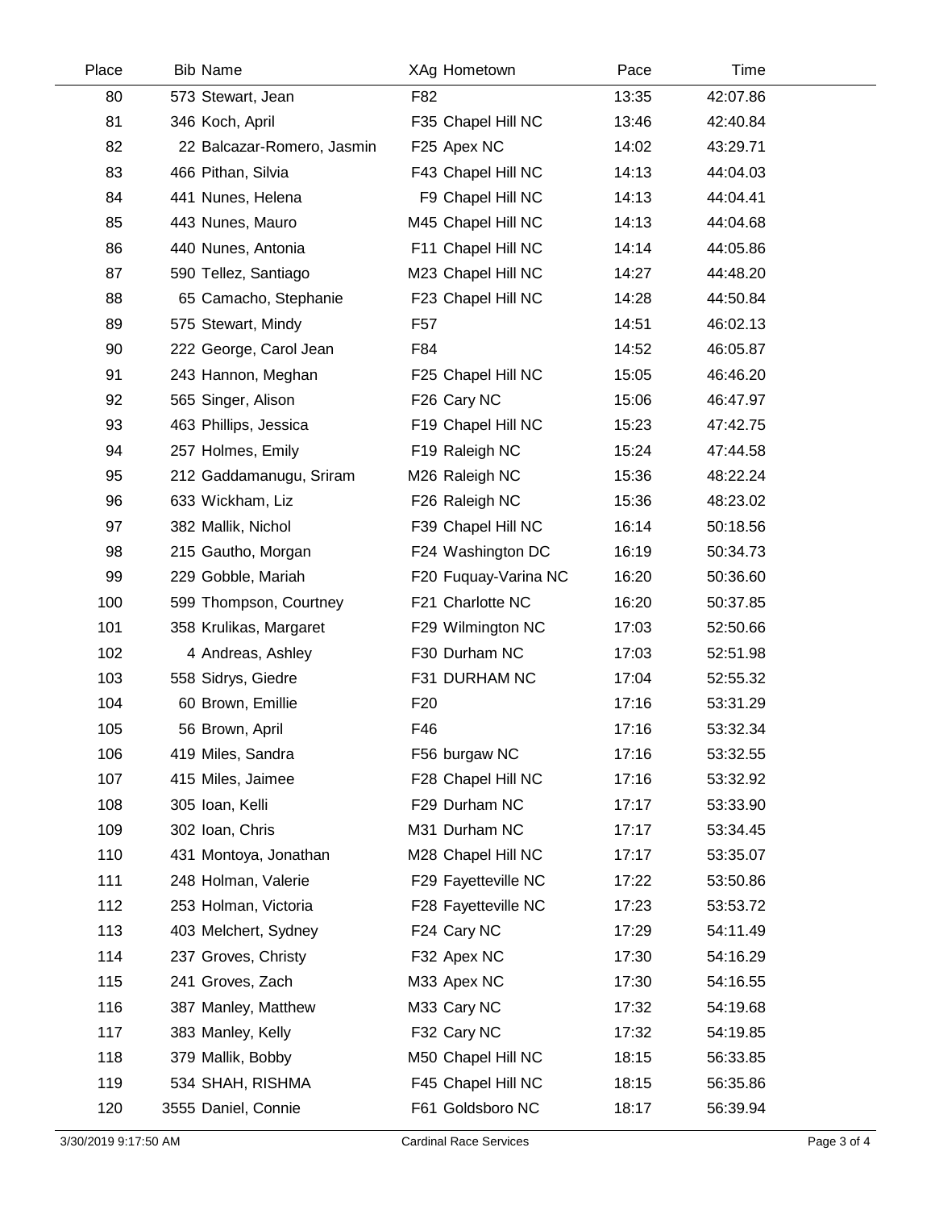| Place | Bib | Name | XAg | Hometown | Pace | Time |
|---|---|---|---|---|---|---|
| 80 | 573 | Stewart, Jean | F82 | | 13:35 | 42:07.86 |
| 81 | 346 | Koch, April | F35 | Chapel Hill NC | 13:46 | 42:40.84 |
| 82 | 22 | Balcazar-Romero, Jasmin | F25 | Apex NC | 14:02 | 43:29.71 |
| 83 | 466 | Pithan, Silvia | F43 | Chapel Hill NC | 14:13 | 44:04.03 |
| 84 | 441 | Nunes, Helena | F9 | Chapel Hill NC | 14:13 | 44:04.41 |
| 85 | 443 | Nunes, Mauro | M45 | Chapel Hill NC | 14:13 | 44:04.68 |
| 86 | 440 | Nunes, Antonia | F11 | Chapel Hill NC | 14:14 | 44:05.86 |
| 87 | 590 | Tellez, Santiago | M23 | Chapel Hill NC | 14:27 | 44:48.20 |
| 88 | 65 | Camacho, Stephanie | F23 | Chapel Hill NC | 14:28 | 44:50.84 |
| 89 | 575 | Stewart, Mindy | F57 | | 14:51 | 46:02.13 |
| 90 | 222 | George, Carol Jean | F84 | | 14:52 | 46:05.87 |
| 91 | 243 | Hannon, Meghan | F25 | Chapel Hill NC | 15:05 | 46:46.20 |
| 92 | 565 | Singer, Alison | F26 | Cary NC | 15:06 | 46:47.97 |
| 93 | 463 | Phillips, Jessica | F19 | Chapel Hill NC | 15:23 | 47:42.75 |
| 94 | 257 | Holmes, Emily | F19 | Raleigh NC | 15:24 | 47:44.58 |
| 95 | 212 | Gaddamanugu, Sriram | M26 | Raleigh NC | 15:36 | 48:22.24 |
| 96 | 633 | Wickham, Liz | F26 | Raleigh NC | 15:36 | 48:23.02 |
| 97 | 382 | Mallik, Nichol | F39 | Chapel Hill NC | 16:14 | 50:18.56 |
| 98 | 215 | Gautho, Morgan | F24 | Washington DC | 16:19 | 50:34.73 |
| 99 | 229 | Gobble, Mariah | F20 | Fuquay-Varina NC | 16:20 | 50:36.60 |
| 100 | 599 | Thompson, Courtney | F21 | Charlotte NC | 16:20 | 50:37.85 |
| 101 | 358 | Krulikas, Margaret | F29 | Wilmington NC | 17:03 | 52:50.66 |
| 102 | 4 | Andreas, Ashley | F30 | Durham NC | 17:03 | 52:51.98 |
| 103 | 558 | Sidrys, Giedre | F31 | DURHAM NC | 17:04 | 52:55.32 |
| 104 | 60 | Brown, Emillie | F20 | | 17:16 | 53:31.29 |
| 105 | 56 | Brown, April | F46 | | 17:16 | 53:32.34 |
| 106 | 419 | Miles, Sandra | F56 | burgaw NC | 17:16 | 53:32.55 |
| 107 | 415 | Miles, Jaimee | F28 | Chapel Hill NC | 17:16 | 53:32.92 |
| 108 | 305 | Ioan, Kelli | F29 | Durham NC | 17:17 | 53:33.90 |
| 109 | 302 | Ioan, Chris | M31 | Durham NC | 17:17 | 53:34.45 |
| 110 | 431 | Montoya, Jonathan | M28 | Chapel Hill NC | 17:17 | 53:35.07 |
| 111 | 248 | Holman, Valerie | F29 | Fayetteville NC | 17:22 | 53:50.86 |
| 112 | 253 | Holman, Victoria | F28 | Fayetteville NC | 17:23 | 53:53.72 |
| 113 | 403 | Melchert, Sydney | F24 | Cary NC | 17:29 | 54:11.49 |
| 114 | 237 | Groves, Christy | F32 | Apex NC | 17:30 | 54:16.29 |
| 115 | 241 | Groves, Zach | M33 | Apex NC | 17:30 | 54:16.55 |
| 116 | 387 | Manley, Matthew | M33 | Cary NC | 17:32 | 54:19.68 |
| 117 | 383 | Manley, Kelly | F32 | Cary NC | 17:32 | 54:19.85 |
| 118 | 379 | Mallik, Bobby | M50 | Chapel Hill NC | 18:15 | 56:33.85 |
| 119 | 534 | SHAH, RISHMA | F45 | Chapel Hill NC | 18:15 | 56:35.86 |
| 120 | 3555 | Daniel, Connie | F61 | Goldsboro NC | 18:17 | 56:39.94 |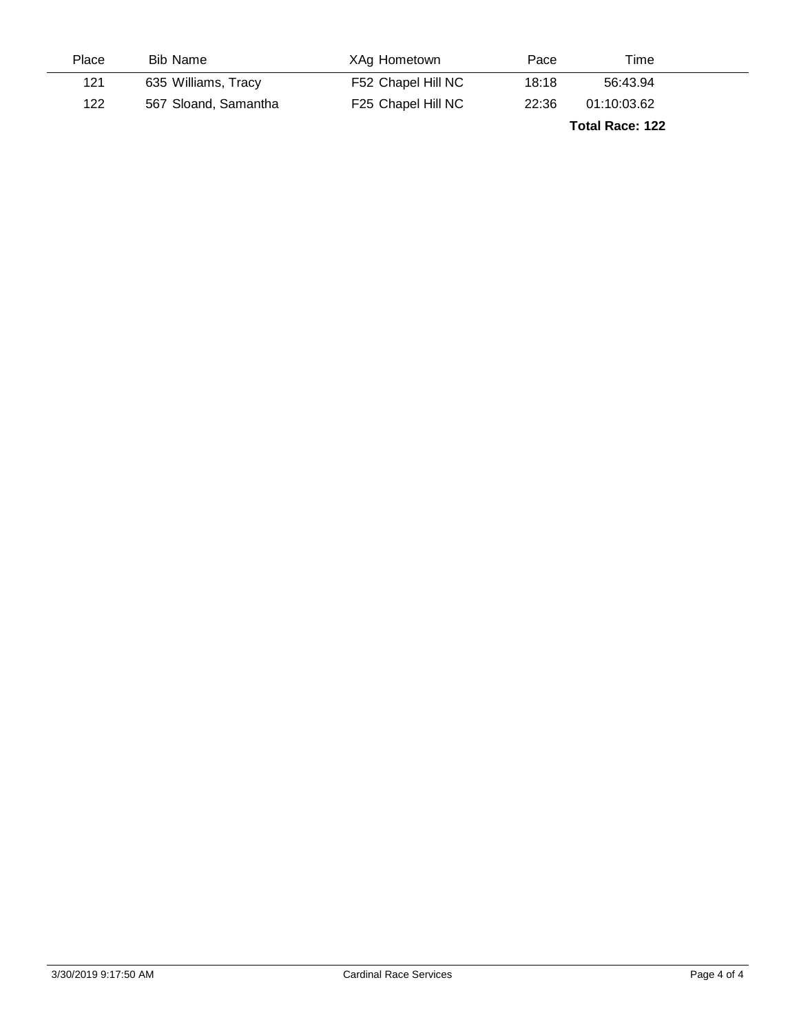| Place | Bib | Name | XAg | Hometown | Pace | Time |
|---|---|---|---|---|---|---|
| 121 | 635 | Williams, Tracy | F52 | Chapel Hill NC | 18:18 | 56:43.94 |
| 122 | 567 | Sloand, Samantha | F25 | Chapel Hill NC | 22:36 | 01:10:03.62 |

**Total Race: 122**